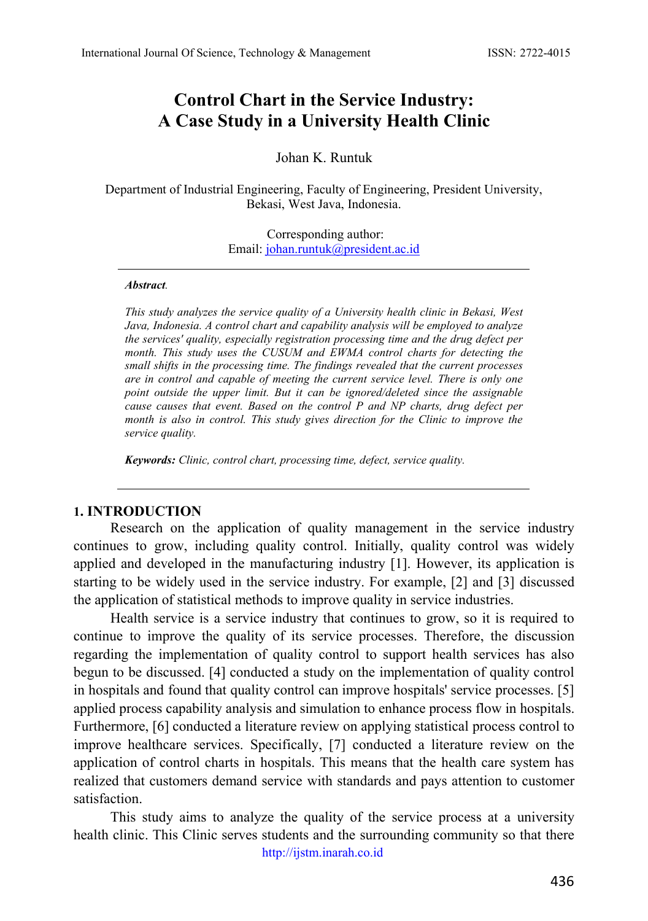# Control Chart in the Service Industry: A Case Study in a University Health Clinic

Johan K. Runtuk

Department of Industrial Engineering, Faculty of Engineering, President University, Bekasi, West Java, Indonesia.

Corresponding author:
Email: johan.runtuk@president.ac.id

***Abstract.***

*This study analyzes the service quality of a University health clinic in Bekasi, West Java, Indonesia. A control chart and capability analysis will be employed to analyze the services' quality, especially registration processing time and the drug defect per month. This study uses the CUSUM and EWMA control charts for detecting the small shifts in the processing time. The findings revealed that the current processes are in control and capable of meeting the current service level. There is only one point outside the upper limit. But it can be ignored/deleted since the assignable cause causes that event. Based on the control P and NP charts, drug defect per month is also in control. This study gives direction for the Clinic to improve the service quality.*

**Keywords:** *Clinic, control chart, processing time, defect, service quality.*

## 1. INTRODUCTION

Research on the application of quality management in the service industry continues to grow, including quality control. Initially, quality control was widely applied and developed in the manufacturing industry [1]. However, its application is starting to be widely used in the service industry. For example, [2] and [3] discussed the application of statistical methods to improve quality in service industries.

Health service is a service industry that continues to grow, so it is required to continue to improve the quality of its service processes. Therefore, the discussion regarding the implementation of quality control to support health services has also begun to be discussed. [4] conducted a study on the implementation of quality control in hospitals and found that quality control can improve hospitals' service processes. [5] applied process capability analysis and simulation to enhance process flow in hospitals. Furthermore, [6] conducted a literature review on applying statistical process control to improve healthcare services. Specifically, [7] conducted a literature review on the application of control charts in hospitals. This means that the health care system has realized that customers demand service with standards and pays attention to customer satisfaction.

This study aims to analyze the quality of the service process at a university health clinic. This Clinic serves students and the surrounding community so that there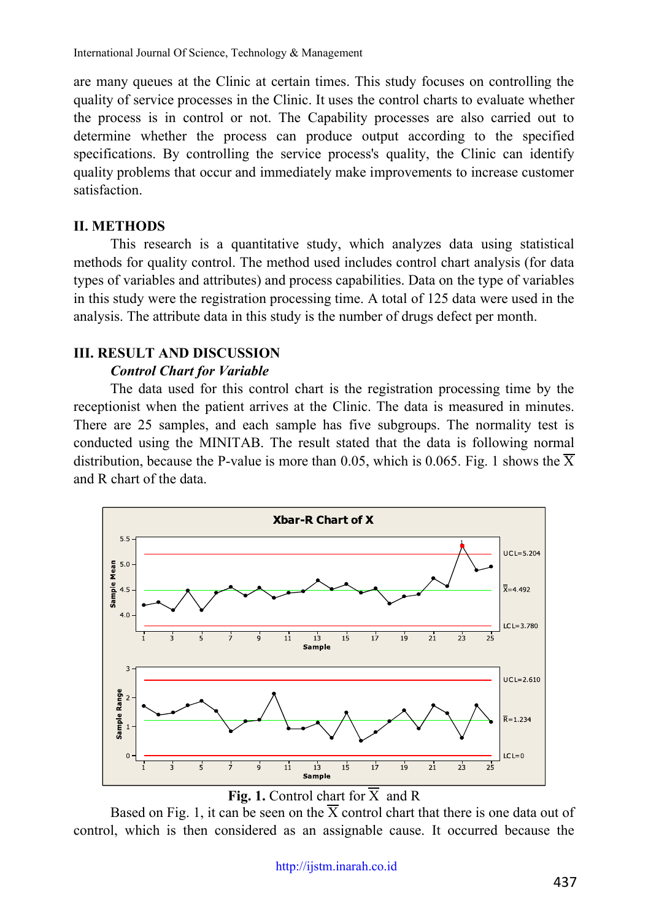are many queues at the Clinic at certain times. This study focuses on controlling the quality of service processes in the Clinic. It uses the control charts to evaluate whether the process is in control or not. The Capability processes are also carried out to determine whether the process can produce output according to the specified specifications. By controlling the service process's quality, the Clinic can identify quality problems that occur and immediately make improvements to increase customer satisfaction.

## II. METHODS

This research is a quantitative study, which analyzes data using statistical methods for quality control. The method used includes control chart analysis (for data types of variables and attributes) and process capabilities. Data on the type of variables in this study were the registration processing time. A total of 125 data were used in the analysis. The attribute data in this study is the number of drugs defect per month.

## III. RESULT AND DISCUSSION

### *Control Chart for Variable*

The data used for this control chart is the registration processing time by the receptionist when the patient arrives at the Clinic. The data is measured in minutes. There are 25 samples, and each sample has five subgroups. The normality test is conducted using the MINITAB. The result stated that the data is following normal distribution, because the P-value is more than 0.05, which is 0.065. Fig. 1 shows the $\overline{X}$ and R chart of the data.

**Fig. 1.** Control chart for $\overline{X}$ and R

Based on Fig. 1, it can be seen on the $\overline{X}$ control chart that there is one data out of control, which is then considered as an assignable cause. It occurred because the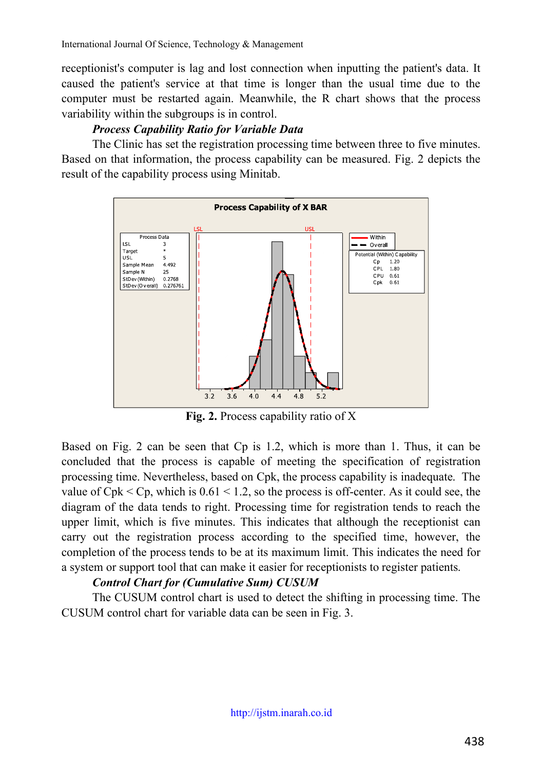receptionist's computer is lag and lost connection when inputting the patient's data. It caused the patient's service at that time is longer than the usual time due to the computer must be restarted again. Meanwhile, the R chart shows that the process variability within the subgroups is in control.

***Process Capability Ratio for Variable Data***

The Clinic has set the registration processing time between three to five minutes. Based on that information, the process capability can be measured. Fig. 2 depicts the result of the capability process using Minitab.

**Fig. 2.** Process capability ratio of X

Based on Fig. 2 can be seen that Cp is 1.2, which is more than 1. Thus, it can be concluded that the process is capable of meeting the specification of registration processing time. Nevertheless, based on Cpk, the process capability is inadequate. The value of Cpk < Cp, which is 0.61 < 1.2, so the process is off-center. As it could see, the diagram of the data tends to right. Processing time for registration tends to reach the upper limit, which is five minutes. This indicates that although the receptionist can carry out the registration process according to the specified time, however, the completion of the process tends to be at its maximum limit. This indicates the need for a system or support tool that can make it easier for receptionists to register patients.

***Control Chart for (Cumulative Sum) CUSUM***

The CUSUM control chart is used to detect the shifting in processing time. The CUSUM control chart for variable data can be seen in Fig. 3.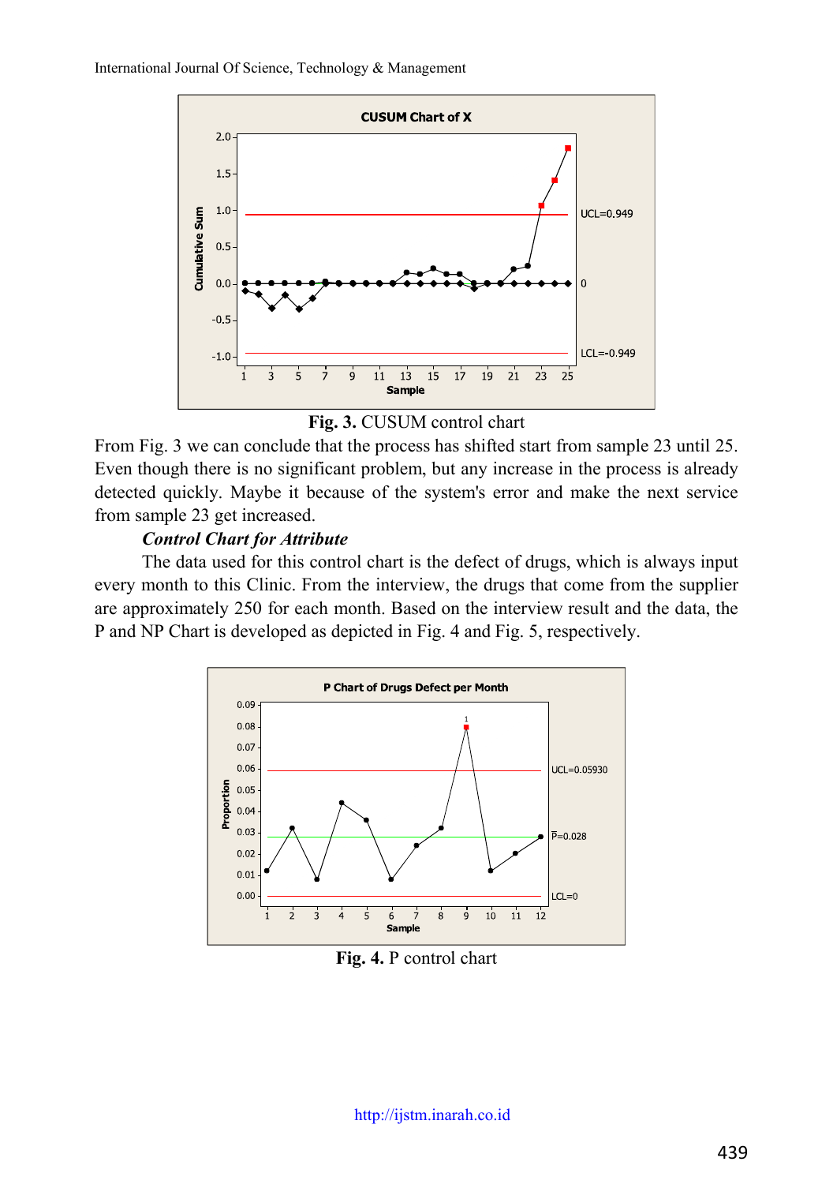Fig. 3. CUSUM control chart

From Fig. 3 we can conclude that the process has shifted start from sample 23 until 25. Even though there is no significant problem, but any increase in the process is already detected quickly. Maybe it because of the system's error and make the next service from sample 23 get increased.

***Control Chart for Attribute***

The data used for this control chart is the defect of drugs, which is always input every month to this Clinic. From the interview, the drugs that come from the supplier are approximately 250 for each month. Based on the interview result and the data, the P and NP Chart is developed as depicted in Fig. 4 and Fig. 5, respectively.

**Fig. 4.** P control chart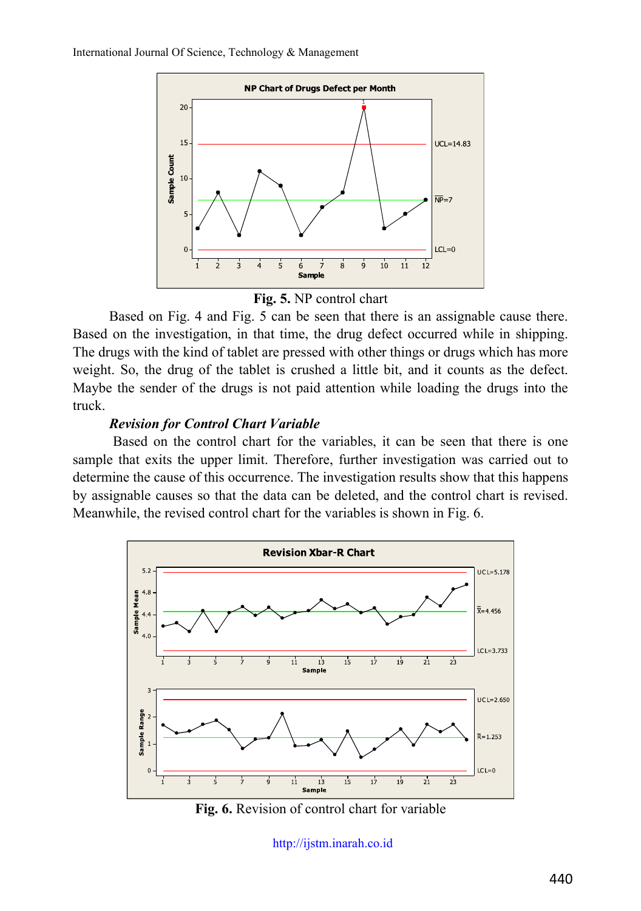**Fig. 5.** NP control chart

Based on Fig. 4 and Fig. 5 can be seen that there is an assignable cause there. Based on the investigation, in that time, the drug defect occurred while in shipping. The drugs with the kind of tablet are pressed with other things or drugs which has more weight. So, the drug of the tablet is crushed a little bit, and it counts as the defect. Maybe the sender of the drugs is not paid attention while loading the drugs into the truck.

***Revision for Control Chart Variable***

Based on the control chart for the variables, it can be seen that there is one sample that exits the upper limit. Therefore, further investigation was carried out to determine the cause of this occurrence. The investigation results show that this happens by assignable causes so that the data can be deleted, and the control chart is revised. Meanwhile, the revised control chart for the variables is shown in Fig. 6.

**Fig. 6.** Revision of control chart for variable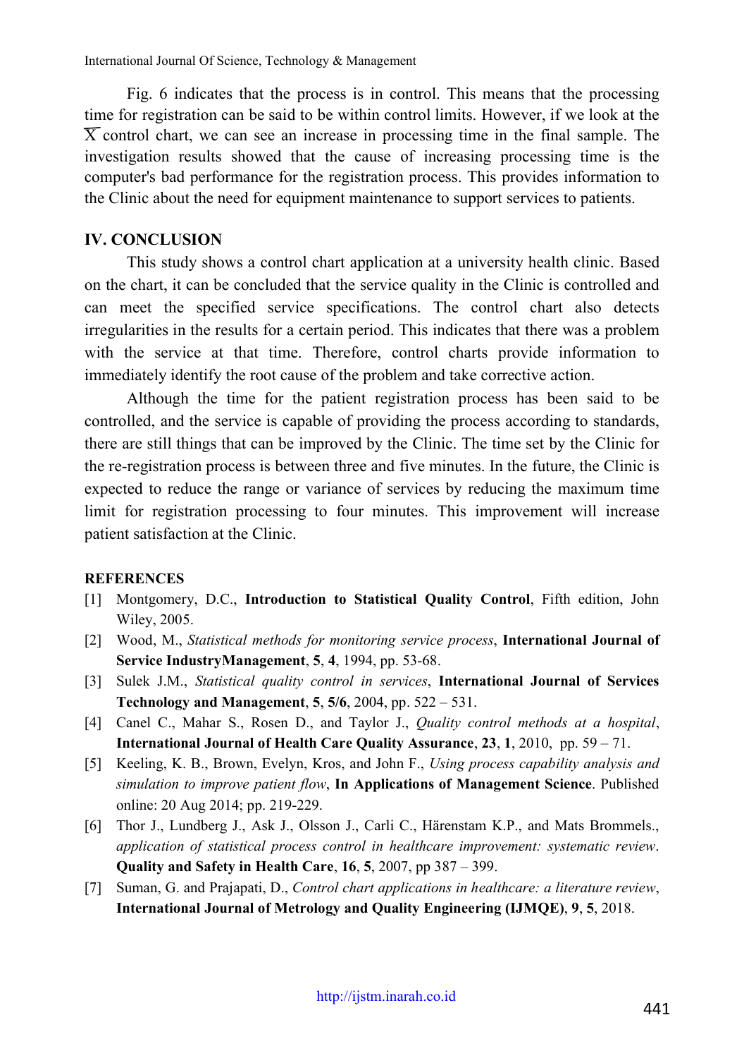Fig. 6 indicates that the process is in control. This means that the processing time for registration can be said to be within control limits. However, if we look at the $\overline{X}$ control chart, we can see an increase in processing time in the final sample. The investigation results showed that the cause of increasing processing time is the computer's bad performance for the registration process. This provides information to the Clinic about the need for equipment maintenance to support services to patients.

## IV. CONCLUSION

This study shows a control chart application at a university health clinic. Based on the chart, it can be concluded that the service quality in the Clinic is controlled and can meet the specified service specifications. The control chart also detects irregularities in the results for a certain period. This indicates that there was a problem with the service at that time. Therefore, control charts provide information to immediately identify the root cause of the problem and take corrective action.

Although the time for the patient registration process has been said to be controlled, and the service is capable of providing the process according to standards, there are still things that can be improved by the Clinic. The time set by the Clinic for the re-registration process is between three and five minutes. In the future, the Clinic is expected to reduce the range or variance of services by reducing the maximum time limit for registration processing to four minutes. This improvement will increase patient satisfaction at the Clinic.

## REFERENCES

[1] Montgomery, D.C., **Introduction to Statistical Quality Control**, Fifth edition, John Wiley, 2005.

[2] Wood, M., *Statistical methods for monitoring service process*, **International Journal of Service IndustryManagement**, **5**, **4**, 1994, pp. 53-68.

[3] Sulek J.M., *Statistical quality control in services*, **International Journal of Services Technology and Management**, **5**, **5/6**, 2004, pp. 522 – 531.

[4] Canel C., Mahar S., Rosen D., and Taylor J., *Quality control methods at a hospital*, **International Journal of Health Care Quality Assurance**, **23**, **1**, 2010, pp. 59 – 71.

[5] Keeling, K. B., Brown, Evelyn, Kros, and John F., *Using process capability analysis and simulation to improve patient flow*, **In Applications of Management Science**. Published online: 20 Aug 2014; pp. 219-229.

[6] Thor J., Lundberg J., Ask J., Olsson J., Carli C., Härenstam K.P., and Mats Brommels., *application of statistical process control in healthcare improvement: systematic review*. **Quality and Safety in Health Care**, **16**, **5**, 2007, pp 387 – 399.

[7] Suman, G. and Prajapati, D., *Control chart applications in healthcare: a literature review*, **International Journal of Metrology and Quality Engineering (IJMQE)**, **9**, **5**, 2018.